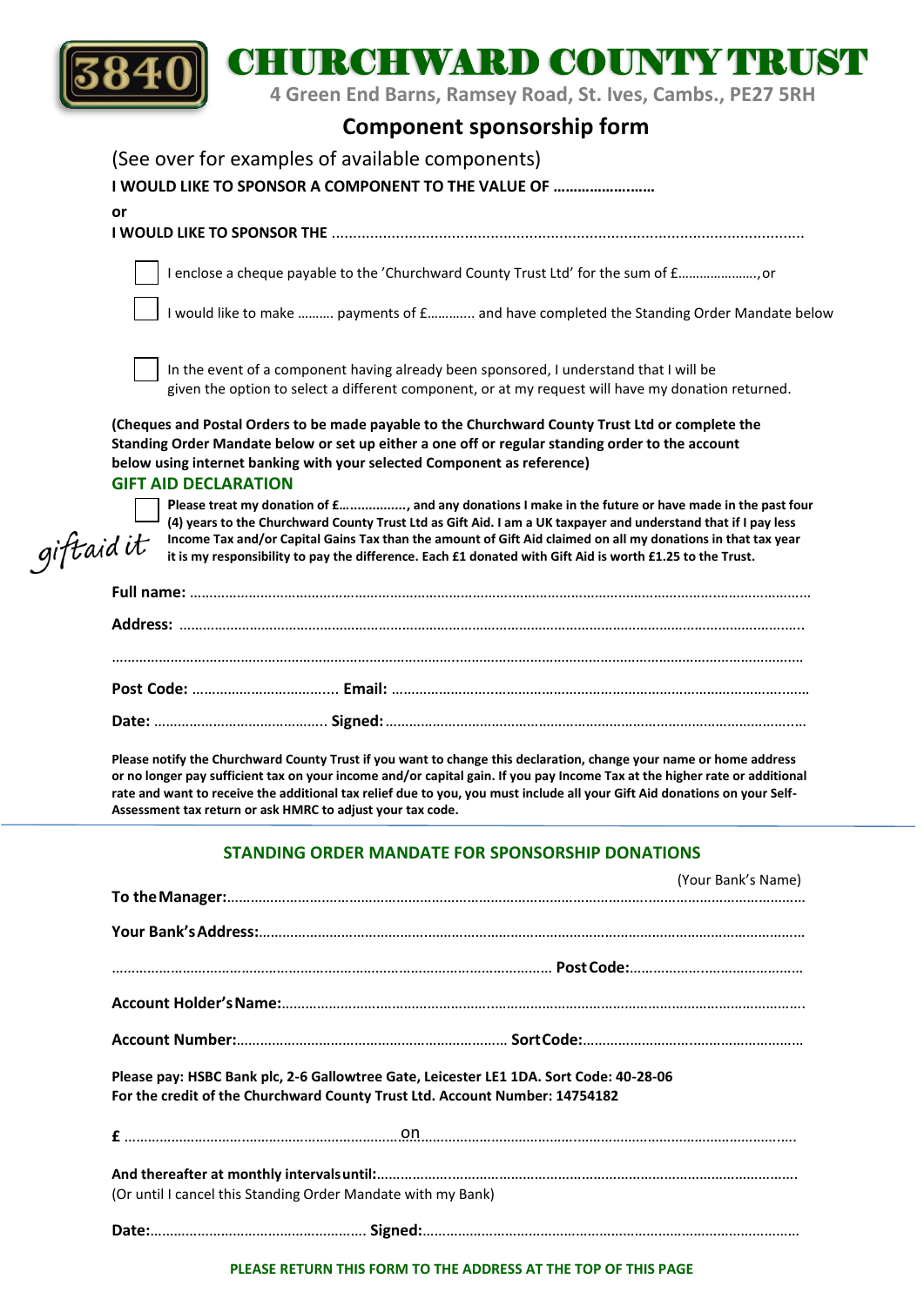3840

# CHURCHWARD COUNTY TRUST

4 Green End Barns, Ramsey Road, St. Ives, Cambs., PE27 5RH

## Component sponsorship form

(See over for examples of available components)

**I WOULD LIKE TO SPONSOR A COMPONENT TO THE VALUE OF ……………..……**

**or**

**I WOULD LIKE TO SPONSOR THE** ...........................................................................................................

☐ I enclose a cheque payable to the 'Churchward County Trust Ltd' for the sum of £…………………., or

☐ I would like to make ………. payments of £…………. and have completed the Standing Order Mandate below

☐ In the event of a component having already been sponsored, I understand that I will be given the option to select a different component, or at my request will have my donation returned.

**(Cheques and Postal Orders to be made payable to the Churchward County Trust Ltd or complete the Standing Order Mandate below or set up either a one off or regular standing order to the account below using internet banking with your selected Component as reference)**

### GIFT AID DECLARATION

giftaid it

☐ **Please treat my donation of £…..............., and any donations I make in the future or have made in the past four (4) years to the Churchward County Trust Ltd as Gift Aid. I am a UK taxpayer and understand that if I pay less Income Tax and/or Capital Gains Tax than the amount of Gift Aid claimed on all my donations in that tax year it is my responsibility to pay the difference. Each £1 donated with Gift Aid is worth £1.25 to the Trust.**

**Full name:** ……………………………………………………………………………………………………………………………………

**Address:** ……………………………………………………………………………………………………………………………………..

……………………………………………………………………………………………………………………………………………………

**Post Code:** …………………………….... **Email:** ……………………………………………………………………………………..

**Date:** …………………………………….. **Signed:** ……………………………………………………………………………………...

**Please notify the Churchward County Trust if you want to change this declaration, change your name or home address or no longer pay sufficient tax on your income and/or capital gain. If you pay Income Tax at the higher rate or additional rate and want to receive the additional tax relief due to you, you must include all your Gift Aid donations on your Self-Assessment tax return or ask HMRC to adjust your tax code.**

### STANDING ORDER MANDATE FOR SPONSORSHIP DONATIONS

(Your Bank's Name)

**To the Manager:**……………………………………………………………………………………………………………………………

**Your Bank's Address:**…………………………………………………………………………………………………………………

………………………………………………………………………………………………… **Post Code:**……………………………………

**Account Holder's Name:**………………………………………………………………………………………………………………

**Account Number:**…………………………………………………………… **Sort Code:**…………………………………………………

**Please pay: HSBC Bank plc, 2-6 Gallowtree Gate, Leicester LE1 1DA. Sort Code: 40-28-06**
**For the credit of the Churchward County Trust Ltd. Account Number: 14754182**

**£** …………………………………………………………… on ………………………………………………………………………………………

**And thereafter at monthly intervals until:**…………………………………………………………………………………………
(Or until I cancel this Standing Order Mandate with my Bank)

**Date:**……………………………………………… **Signed:**…………………………………………………………………………………

**PLEASE RETURN THIS FORM TO THE ADDRESS AT THE TOP OF THIS PAGE**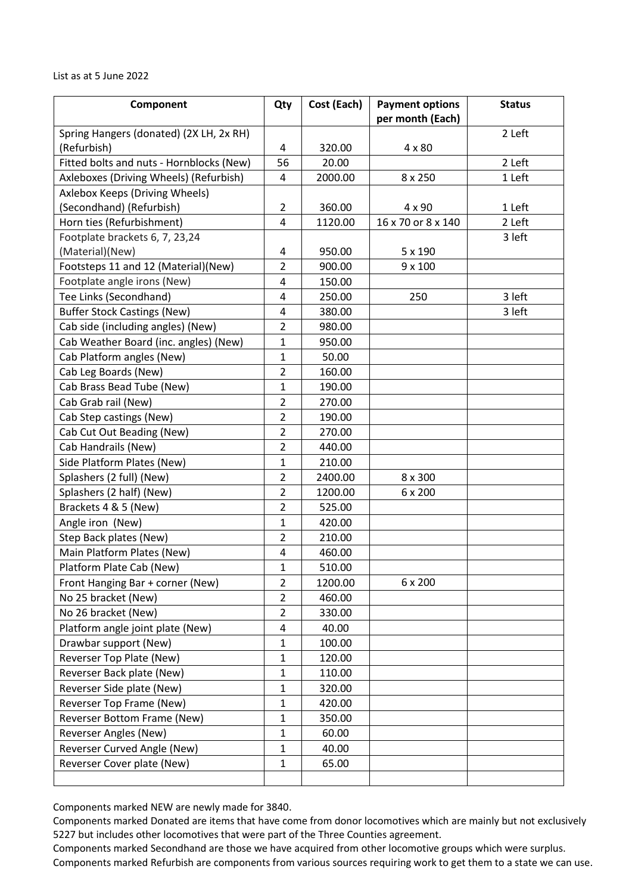List as at 5 June 2022

| Component | Qty | Cost (Each) | Payment options per month (Each) | Status |
|---|---|---|---|---|
| Spring Hangers (donated) (2X LH, 2x RH) (Refurbish) | 4 | 320.00 | 4 x 80 | 2 Left |
| Fitted bolts and nuts - Hornblocks (New) | 56 | 20.00 | | 2 Left |
| Axleboxes (Driving Wheels) (Refurbish) | 4 | 2000.00 | 8 x 250 | 1 Left |
| Axlebox Keeps (Driving Wheels) (Secondhand) (Refurbish) | 2 | 360.00 | 4 x 90 | 1 Left |
| Horn ties (Refurbishment) | 4 | 1120.00 | 16 x 70 or 8 x 140 | 2 Left |
| Footplate brackets 6, 7, 23,24 (Material)(New) | 4 | 950.00 | 5 x 190 | 3 left |
| Footsteps 11 and 12 (Material)(New) | 2 | 900.00 | 9 x 100 | |
| Footplate angle irons (New) | 4 | 150.00 | | |
| Tee Links (Secondhand) | 4 | 250.00 | 250 | 3 left |
| Buffer Stock Castings (New) | 4 | 380.00 | | 3 left |
| Cab side (including angles) (New) | 2 | 980.00 | | |
| Cab Weather Board (inc. angles) (New) | 1 | 950.00 | | |
| Cab Platform angles (New) | 1 | 50.00 | | |
| Cab Leg Boards (New) | 2 | 160.00 | | |
| Cab Brass Bead Tube (New) | 1 | 190.00 | | |
| Cab Grab rail (New) | 2 | 270.00 | | |
| Cab Step castings (New) | 2 | 190.00 | | |
| Cab Cut Out Beading (New) | 2 | 270.00 | | |
| Cab Handrails (New) | 2 | 440.00 | | |
| Side Platform Plates (New) | 1 | 210.00 | | |
| Splashers (2 full) (New) | 2 | 2400.00 | 8 x 300 | |
| Splashers (2 half) (New) | 2 | 1200.00 | 6 x 200 | |
| Brackets 4 & 5 (New) | 2 | 525.00 | | |
| Angle iron (New) | 1 | 420.00 | | |
| Step Back plates (New) | 2 | 210.00 | | |
| Main Platform Plates (New) | 4 | 460.00 | | |
| Platform Plate Cab (New) | 1 | 510.00 | | |
| Front Hanging Bar + corner (New) | 2 | 1200.00 | 6 x 200 | |
| No 25 bracket (New) | 2 | 460.00 | | |
| No 26 bracket (New) | 2 | 330.00 | | |
| Platform angle joint plate (New) | 4 | 40.00 | | |
| Drawbar support (New) | 1 | 100.00 | | |
| Reverser Top Plate (New) | 1 | 120.00 | | |
| Reverser Back plate (New) | 1 | 110.00 | | |
| Reverser Side plate (New) | 1 | 320.00 | | |
| Reverser Top Frame (New) | 1 | 420.00 | | |
| Reverser Bottom Frame (New) | 1 | 350.00 | | |
| Reverser Angles (New) | 1 | 60.00 | | |
| Reverser Curved Angle (New) | 1 | 40.00 | | |
| Reverser Cover plate (New) | 1 | 65.00 | | |
| | | | | |

Components marked NEW are newly made for 3840.

Components marked Donated are items that have come from donor locomotives which are mainly but not exclusively 5227 but includes other locomotives that were part of the Three Counties agreement.

Components marked Secondhand are those we have acquired from other locomotive groups which were surplus.

Components marked Refurbish are components from various sources requiring work to get them to a state we can use.